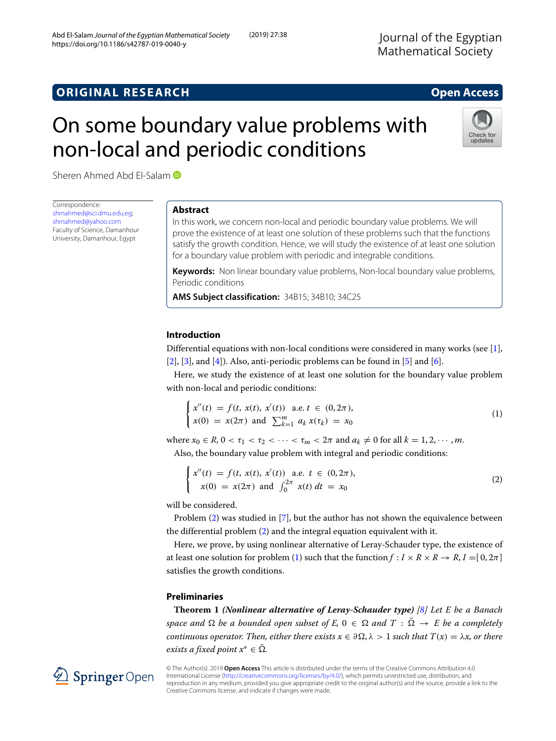## ORIGINAL RESEARCH

**Open Access**

# On some boundary value problems with non-local and periodic conditions

Sheren Ahmed Abd El-Salam

Correspondence:
shrnahmed@sci.dmu.edu.eg;
shrnahmed@yahoo.com
Faculty of Science, Damanhour University, Damanhour, Egypt

### Abstract

In this work, we concern non-local and periodic boundary value problems. We will prove the existence of at least one solution of these problems such that the functions satisfy the growth condition. Hence, we will study the existence of at least one solution for a boundary value problem with periodic and integrable conditions.

**Keywords:** Non linear boundary value problems, Non-local boundary value problems, Periodic conditions

**AMS Subject classification:** 34B15; 34B10; 34C25

## Introduction

Differential equations with non-local conditions were considered in many works (see [1], [2], [3], and [4]). Also, anti-periodic problems can be found in [5] and [6].

Here, we study the existence of at least one solution for the boundary value problem with non-local and periodic conditions:

$$\begin{cases} x''(t) = f(t, x(t), x'(t)) \quad \text{a.e. } t \in (0, 2\pi), \\ x(0) = x(2\pi) \text{ and } \sum_{k=1}^{m} a_k x(\tau_k) = x_0 \end{cases} \tag{1}$$

where $x_0 \in R$, $0 < \tau_1 < \tau_2 < \cdots < \tau_m < 2\pi$ and $a_k \neq 0$ for all $k = 1, 2, \cdots, m$.

Also, the boundary value problem with integral and periodic conditions:

$$\begin{cases} x''(t) = f(t, x(t), x'(t)) \quad \text{a.e. } t \in (0, 2\pi), \\ x(0) = x(2\pi) \text{ and } \int_0^{2\pi} x(t)\, dt = x_0 \end{cases} \tag{2}$$

will be considered.

Problem (2) was studied in [7], but the author has not shown the equivalence between the differential problem (2) and the integral equation equivalent with it.

Here, we prove, by using nonlinear alternative of Leray-Schauder type, the existence of at least one solution for problem (1) such that the function $f : I \times R \times R \to R$, $I = [0, 2\pi]$ satisfies the growth conditions.

## Preliminaries

**Theorem 1** ***(Nonlinear alternative of Leray-Schauder type)*** *[8] Let $E$ be a Banach space and $\Omega$ be a bounded open subset of $E$, $0 \in \Omega$ and $T : \bar{\Omega} \to E$ be a completely continuous operator. Then, either there exists $x \in \partial\Omega, \lambda > 1$ such that $T(x) = \lambda x$, or there exists a fixed point $x^* \in \bar{\Omega}$.*

© The Author(s). 2019 **Open Access** This article is distributed under the terms of the Creative Commons Attribution 4.0 International License (http://creativecommons.org/licenses/by/4.0/), which permits unrestricted use, distribution, and reproduction in any medium, provided you give appropriate credit to the original author(s) and the source, provide a link to the Creative Commons license, and indicate if changes were made.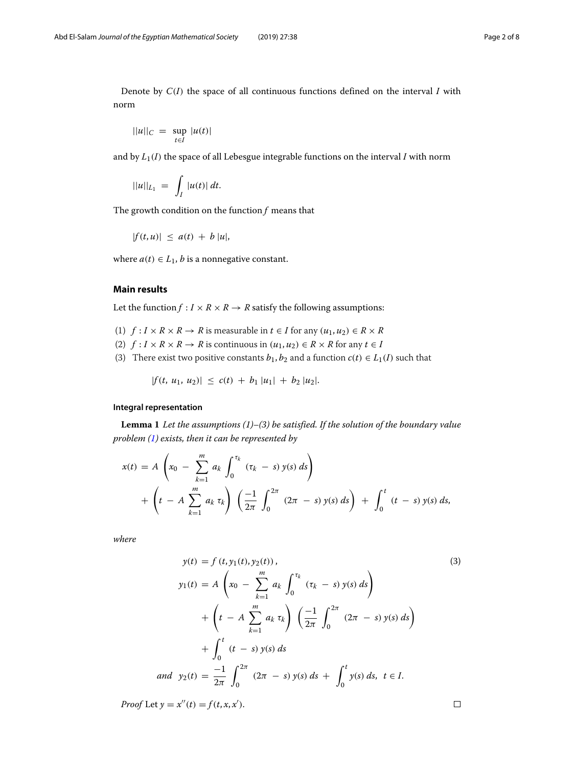Denote by $C(I)$ the space of all continuous functions defined on the interval $I$ with norm

$$||u||_C \; = \; \sup_{t \in I} \; |u(t)|$$

and by $L_1(I)$ the space of all Lebesgue integrable functions on the interval $I$ with norm

$$||u||_{L_1} \; = \; \int_I \; |u(t)| \; dt.$$

The growth condition on the function $f$ means that

$$|f(t,u)| \; \leq \; a(t) \; + \; b \; |u|,$$

where $a(t) \in L_1$, $b$ is a nonnegative constant.

## Main results

Let the function $f : I \times R \times R \to R$ satisfy the following assumptions:

(1) $f : I \times R \times R \to R$ is measurable in $t \in I$ for any $(u_1, u_2) \in R \times R$

(2) $f : I \times R \times R \to R$ is continuous in $(u_1, u_2) \in R \times R$ for any $t \in I$

(3) There exist two positive constants $b_1, b_2$ and a function $c(t) \in L_1(I)$ such that

$$|f(t, \; u_1, \; u_2)| \; \leq \; c(t) \; + \; b_1 \; |u_1| \; + \; b_2 \; |u_2|.$$

### Integral representation

**Lemma 1** *Let the assumptions (1)–(3) be satisfied. If the solution of the boundary value problem (1) exists, then it can be represented by*

$$x(t) \; = \; A \; \left( x_0 \; - \; \sum_{k=1}^{m} \; a_k \; \int_0^{\tau_k} \; (\tau_k \; - \; s) \; y(s) \; ds \right) \\ + \; \left( t \; - \; A \; \sum_{k=1}^{m} \; a_k \; \tau_k \right) \; \left( \frac{-1}{2\pi} \; \int_0^{2\pi} \; (2\pi \; - \; s) \; y(s) \; ds \right) \; + \; \int_0^t \; (t \; - \; s) \; y(s) \; ds,$$

*where*

$$\begin{aligned} y(t) \; &= f \left( t, y_1(t), y_2(t) \right), \\ y_1(t) \; &= \; A \; \left( x_0 \; - \; \sum_{k=1}^{m} \; a_k \; \int_0^{\tau_k} \; (\tau_k \; - \; s) \; y(s) \; ds \right) \\ &\quad + \; \left( t \; - \; A \; \sum_{k=1}^{m} \; a_k \; \tau_k \right) \; \left( \frac{-1}{2\pi} \; \int_0^{2\pi} \; (2\pi \; - \; s) \; y(s) \; ds \right) \\ &\quad + \; \int_0^t \; (t \; - \; s) \; y(s) \; ds \\ \text{and} \;\; y_2(t) \; &= \; \frac{-1}{2\pi} \; \int_0^{2\pi} \; (2\pi \; - \; s) \; y(s) \; ds \; + \; \int_0^t \; y(s) \; ds, \;\; t \in I. \end{aligned} \tag{3}$$

*Proof* Let $y = x''(t) = f(t, x, x')$. □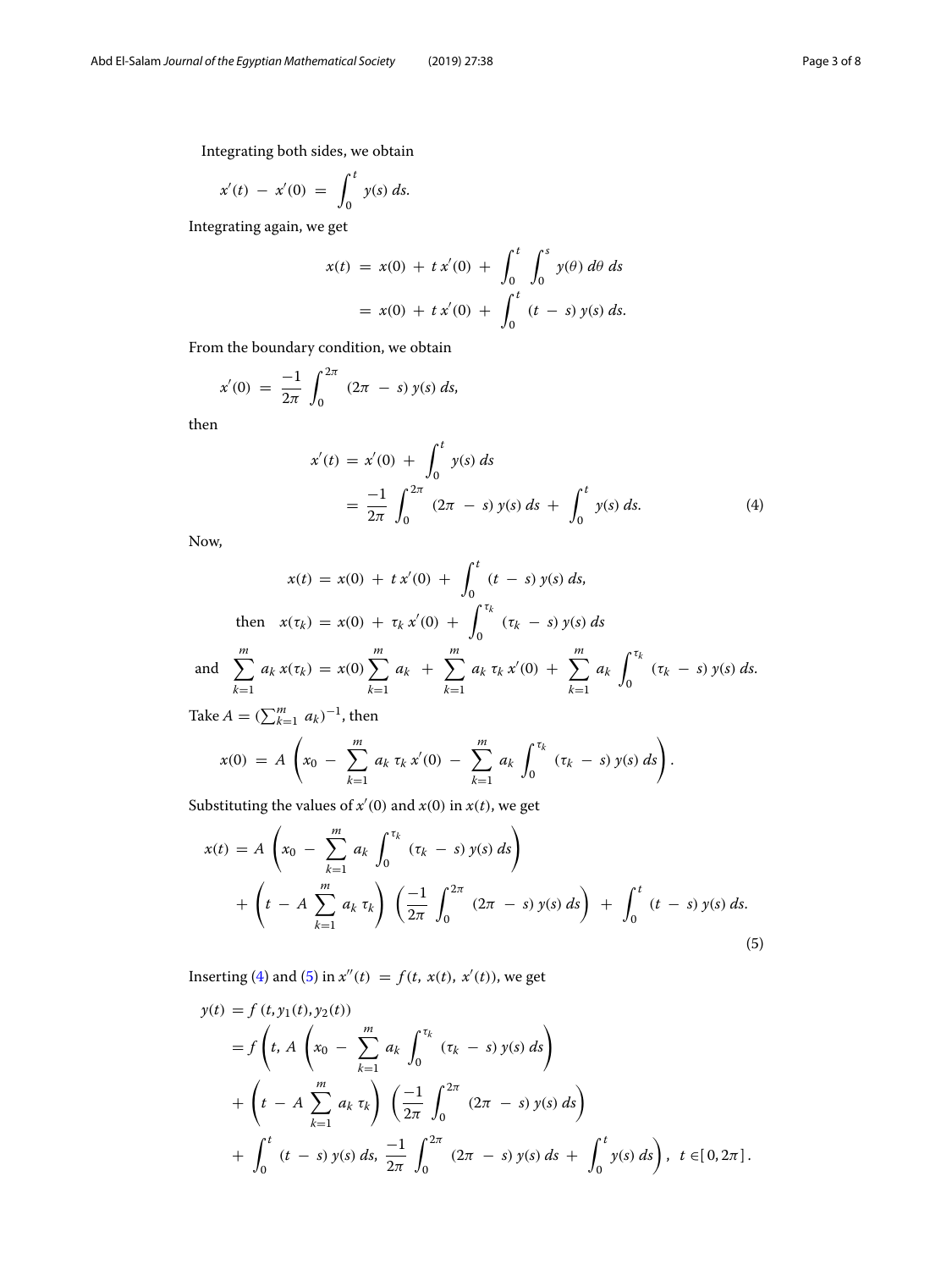Integrating both sides, we obtain

$$x'(t) - x'(0) = \int_0^t y(s)\, ds.$$

Integrating again, we get

$$\begin{aligned} x(t) &= x(0) + t\, x'(0) + \int_0^t \int_0^s y(\theta)\, d\theta\, ds \\ &= x(0) + t\, x'(0) + \int_0^t (t - s)\, y(s)\, ds. \end{aligned}$$

From the boundary condition, we obtain

$$x'(0) = \frac{-1}{2\pi} \int_0^{2\pi} (2\pi - s)\, y(s)\, ds,$$

then

$$\begin{aligned} x'(t) &= x'(0) + \int_0^t y(s)\, ds \\ &= \frac{-1}{2\pi} \int_0^{2\pi} (2\pi - s)\, y(s)\, ds + \int_0^t y(s)\, ds. \end{aligned} \tag{4}$$

Now,

$$x(t) = x(0) + t\, x'(0) + \int_0^t (t - s)\, y(s)\, ds,$$

$$\text{then} \quad x(\tau_k) = x(0) + \tau_k\, x'(0) + \int_0^{\tau_k} (\tau_k - s)\, y(s)\, ds$$

$$\text{and} \quad \sum_{k=1}^m a_k\, x(\tau_k) = x(0) \sum_{k=1}^m a_k + \sum_{k=1}^m a_k\, \tau_k\, x'(0) + \sum_{k=1}^m a_k \int_0^{\tau_k} (\tau_k - s)\, y(s)\, ds.$$

Take $A = (\sum_{k=1}^m a_k)^{-1}$, then

$$x(0) = A \left( x_0 - \sum_{k=1}^m a_k\, \tau_k\, x'(0) - \sum_{k=1}^m a_k \int_0^{\tau_k} (\tau_k - s)\, y(s)\, ds \right).$$

Substituting the values of $x'(0)$ and $x(0)$ in $x(t)$, we get

$$\begin{aligned} x(t) &= A \left( x_0 - \sum_{k=1}^m a_k \int_0^{\tau_k} (\tau_k - s)\, y(s)\, ds \right) \\ &\quad + \left( t - A \sum_{k=1}^m a_k\, \tau_k \right) \left( \frac{-1}{2\pi} \int_0^{2\pi} (2\pi - s)\, y(s)\, ds \right) + \int_0^t (t - s)\, y(s)\, ds. \end{aligned} \tag{5}$$

Inserting (4) and (5) in $x''(t) = f(t, x(t), x'(t))$, we get

$$\begin{aligned} y(t) &= f(t, y_1(t), y_2(t)) \\ &= f\Bigg(t, A \left( x_0 - \sum_{k=1}^m a_k \int_0^{\tau_k} (\tau_k - s)\, y(s)\, ds \right) \\ &\quad + \left( t - A \sum_{k=1}^m a_k\, \tau_k \right) \left( \frac{-1}{2\pi} \int_0^{2\pi} (2\pi - s)\, y(s)\, ds \right) \\ &\quad + \int_0^t (t - s)\, y(s)\, ds,\ \frac{-1}{2\pi} \int_0^{2\pi} (2\pi - s)\, y(s)\, ds + \int_0^t y(s)\, ds \Bigg), \quad t \in [0, 2\pi]. \end{aligned}$$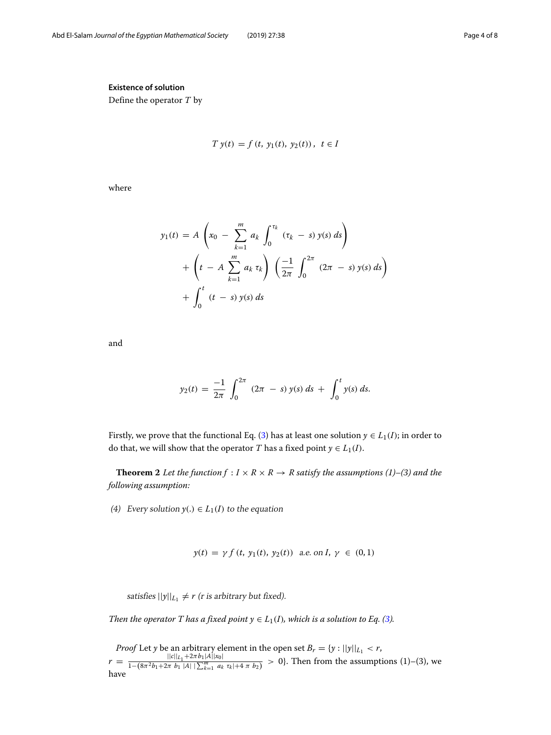### Existence of solution

Define the operator $T$ by

$$T\, y(t) = f\,(t,\, y_1(t),\, y_2(t))\,,\;\; t \in I$$

where

$$\begin{aligned} y_1(t) &= A\left(x_0 - \sum_{k=1}^{m} a_k \int_0^{\tau_k} (\tau_k - s)\, y(s)\, ds\right) \\ &+ \left(t - A \sum_{k=1}^{m} a_k\, \tau_k\right)\left(\frac{-1}{2\pi}\int_0^{2\pi} (2\pi - s)\, y(s)\, ds\right) \\ &+ \int_0^t (t - s)\, y(s)\, ds \end{aligned}$$

and

$$y_2(t) = \frac{-1}{2\pi}\int_0^{2\pi} (2\pi - s)\, y(s)\, ds + \int_0^t y(s)\, ds.$$

Firstly, we prove that the functional Eq. (3) has at least one solution $y \in L_1(I)$; in order to do that, we will show that the operator $T$ has a fixed point $y \in L_1(I)$.

**Theorem 2** *Let the function $f : I \times R \times R \to R$ satisfy the assumptions (1)–(3) and the following assumption:*

*(4) Every solution $y(.) \in L_1(I)$ to the equation*

$$y(t) = \gamma\, f\,(t,\, y_1(t),\, y_2(t)) \;\; \text{a.e. on } I,\; \gamma \in (0, 1)$$

*satisfies $||y||_{L_1} \neq r$ ($r$ is arbitrary but fixed).*

*Then the operator $T$ has a fixed point $y \in L_1(I)$, which is a solution to Eq. (3).*

*Proof* Let $y$ be an arbitrary element in the open set $B_r = \{y : ||y||_{L_1} < r,$ $r = \frac{||c||_{L_1} + 2\pi b_1 |A||x_0|}{1 - (8\pi^2 b_1 + 2\pi\, b_1\, |A|\, |\sum_{k=1}^{m} a_k\, \tau_k| + 4\,\pi\, b_2)} > 0\}$. Then from the assumptions (1)–(3), we have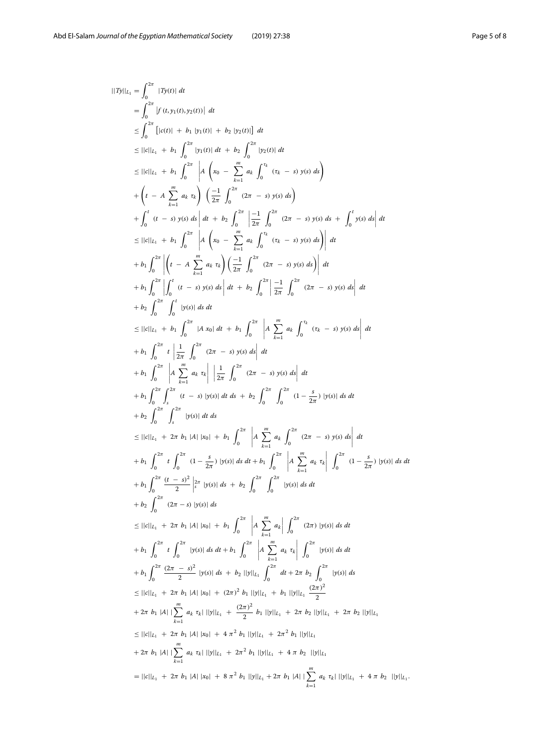$$
\begin{aligned}
||Ty||_{L_1} &= \int_0^{2\pi} |Ty(t)| \, dt \\
&= \int_0^{2\pi} \left|f\left(t, y_1(t), y_2(t)\right)\right| \, dt \\
&\leq \int_0^{2\pi} \left[|c(t)| + b_1 \, |y_1(t)| + b_2 \, |y_2(t)|\right] \, dt \\
&\leq ||c||_{L_1} + b_1 \int_0^{2\pi} |y_1(t)| \, dt + b_2 \int_0^{2\pi} |y_2(t)| \, dt \\
&\leq ||c||_{L_1} + b_1 \int_0^{2\pi} \left| A \left( x_0 - \sum_{k=1}^{m} a_k \int_0^{\tau_k} (\tau_k - s) \, y(s) \, ds \right) \right. \\
&+ \left( t - A \sum_{k=1}^{m} a_k \, \tau_k \right) \left( \frac{-1}{2\pi} \int_0^{2\pi} (2\pi - s) \, y(s) \, ds \right) \\
&+ \left. \int_0^t (t - s) \, y(s) \, ds \right| dt + b_2 \int_0^{2\pi} \left| \frac{-1}{2\pi} \int_0^{2\pi} (2\pi - s) \, y(s) \, ds + \int_0^t y(s) \, ds \right| dt \\
&\leq ||c||_{L_1} + b_1 \int_0^{2\pi} \left| A \left( x_0 - \sum_{k=1}^{m} a_k \int_0^{\tau_k} (\tau_k - s) \, y(s) \, ds \right) \right| dt \\
&+ b_1 \int_0^{2\pi} \left| \left( t - A \sum_{k=1}^{m} a_k \, \tau_k \right) \left( \frac{-1}{2\pi} \int_0^{2\pi} (2\pi - s) \, y(s) \, ds \right) \right| dt \\
&+ b_1 \int_0^{2\pi} \left| \int_0^t (t - s) \, y(s) \, ds \right| dt + b_2 \int_0^{2\pi} \left| \frac{-1}{2\pi} \int_0^{2\pi} (2\pi - s) \, y(s) \, ds \right| dt \\
&+ b_2 \int_0^{2\pi} \int_0^t |y(s)| \, ds \, dt \\
&\leq ||c||_{L_1} + b_1 \int_0^{2\pi} |A \, x_0| \, dt + b_1 \int_0^{2\pi} \left| A \sum_{k=1}^{m} a_k \int_0^{\tau_k} (\tau_k - s) \, y(s) \, ds \right| dt \\
&+ b_1 \int_0^{2\pi} t \left| \frac{1}{2\pi} \int_0^{2\pi} (2\pi - s) \, y(s) \, ds \right| dt \\
&+ b_1 \int_0^{2\pi} \left| A \sum_{k=1}^{m} a_k \, \tau_k \right| \left| \frac{1}{2\pi} \int_0^{2\pi} (2\pi - s) \, y(s) \, ds \right| dt \\
&+ b_1 \int_0^{2\pi} \int_s^{2\pi} (t - s) \, |y(s)| \, dt \, ds + b_2 \int_0^{2\pi} \int_0^{2\pi} (1 - \frac{s}{2\pi}) \, |y(s)| \, ds \, dt \\
&+ b_2 \int_0^{2\pi} \int_s^{2\pi} |y(s)| \, dt \, ds \\
&\leq ||c||_{L_1} + 2\pi \, b_1 \, |A| \, |x_0| + b_1 \int_0^{2\pi} \left| A \sum_{k=1}^{m} a_k \int_0^{2\pi} (2\pi - s) \, y(s) \, ds \right| dt \\
&+ b_1 \int_0^{2\pi} t \int_0^{2\pi} (1 - \frac{s}{2\pi}) \, |y(s)| \, ds \, dt + b_1 \int_0^{2\pi} \left| A \sum_{k=1}^{m} a_k \, \tau_k \right| \int_0^{2\pi} (1 - \frac{s}{2\pi}) \, |y(s)| \, ds \, dt \\
&+ b_1 \int_0^{2\pi} \frac{(t - s)^2}{2} \Big|_s^{2\pi} |y(s)| \, ds + b_2 \int_0^{2\pi} \int_0^{2\pi} |y(s)| \, ds \, dt \\
&+ b_2 \int_0^{2\pi} (2\pi - s) \, |y(s)| \, ds \\
&\leq ||c||_{L_1} + 2\pi \, b_1 \, |A| \, |x_0| + b_1 \int_0^{2\pi} \left| A \sum_{k=1}^{m} a_k \right| \int_0^{2\pi} (2\pi) \, |y(s)| \, ds \, dt \\
&+ b_1 \int_0^{2\pi} t \int_0^{2\pi} |y(s)| \, ds \, dt + b_1 \int_0^{2\pi} \left| A \sum_{k=1}^{m} a_k \, \tau_k \right| \int_0^{2\pi} |y(s)| \, ds \, dt \\
&+ b_1 \int_0^{2\pi} \frac{(2\pi - s)^2}{2} \, |y(s)| \, ds + b_2 \, ||y||_{L_1} \int_0^{2\pi} dt + 2\pi \, b_2 \int_0^{2\pi} |y(s)| \, ds \\
&\leq ||c||_{L_1} + 2\pi \, b_1 \, |A| \, |x_0| + (2\pi)^2 \, b_1 \, ||y||_{L_1} + b_1 \, ||y||_{L_1} \, \frac{(2\pi)^2}{2} \\
&+ 2\pi \, b_1 \, |A| \, |\sum_{k=1}^{m} a_k \, \tau_k| \, ||y||_{L_1} + \frac{(2\pi)^2}{2} \, b_1 \, ||y||_{L_1} + 2\pi \, b_2 \, ||y||_{L_1} + 2\pi \, b_2 \, ||y||_{L_1} \\
&\leq ||c||_{L_1} + 2\pi \, b_1 \, |A| \, |x_0| + 4\,\pi^2 \, b_1 \, ||y||_{L_1} + 2\pi^2 \, b_1 \, ||y||_{L_1} \\
&+ 2\pi \, b_1 \, |A| \, |\sum_{k=1}^{m} a_k \, \tau_k| \, ||y||_{L_1} + 2\pi^2 \, b_1 \, ||y||_{L_1} + 4\,\pi \, b_2 \, ||y||_{L_1} \\
&= ||c||_{L_1} + 2\pi \, b_1 \, |A| \, |x_0| + 8\,\pi^2 \, b_1 \, ||y||_{L_1} + 2\pi \, b_1 \, |A| \, |\sum_{k=1}^{m} a_k \, \tau_k| \, ||y||_{L_1} + 4\,\pi \, b_2 \, ||y||_{L_1}.
\end{aligned}
$$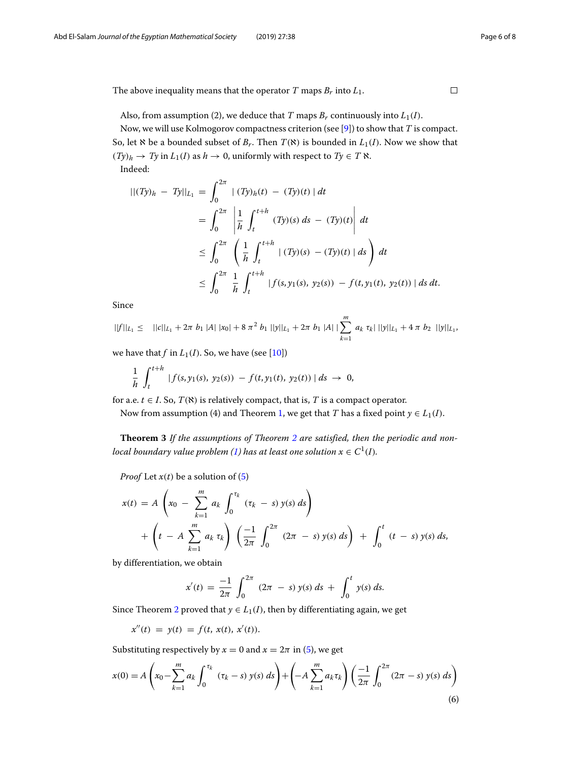The above inequality means that the operator $T$ maps $B_r$ into $L_1$. $\square$

Also, from assumption (2), we deduce that $T$ maps $B_r$ continuously into $L_1(I)$.

Now, we will use Kolmogorov compactness criterion (see [9]) to show that $T$ is compact. So, let $\aleph$ be a bounded subset of $B_r$. Then $T(\aleph)$ is bounded in $L_1(I)$. Now we show that $(Ty)_h \to Ty$ in $L_1(I)$ as $h \to 0$, uniformly with respect to $Ty \in T\aleph$.

Indeed:

$$
\begin{aligned}
||(Ty)_h - Ty||_{L_1} &= \int_0^{2\pi} |\,(Ty)_h(t) - (Ty)(t)\,|\, dt \\
&= \int_0^{2\pi} \left| \frac{1}{h} \int_t^{t+h} (Ty)(s)\, ds - (Ty)(t) \right| dt \\
&\leq \int_0^{2\pi} \left( \frac{1}{h} \int_t^{t+h} |\,(Ty)(s) - (Ty)(t)\,|\, ds \right) dt \\
&\leq \int_0^{2\pi} \frac{1}{h} \int_t^{t+h} |\,f(s, y_1(s), y_2(s)) - f(t, y_1(t), y_2(t))\,|\, ds\, dt.
\end{aligned}
$$

Since

$$
||f||_{L_1} \leq \quad ||c||_{L_1} + 2\pi\, b_1\, |A|\, |x_0| + 8\,\pi^2\, b_1\, ||y||_{L_1} + 2\pi\, b_1\, |A|\, |\sum_{k=1}^{m} a_k\, \tau_k|\, ||y||_{L_1} + 4\,\pi\, b_2\, ||y||_{L_1},
$$

we have that $f$ in $L_1(I)$. So, we have (see [10])

$$
\frac{1}{h} \int_t^{t+h} |\,f(s, y_1(s), y_2(s)) - f(t, y_1(t), y_2(t))\,|\, ds \to 0,
$$

for a.e. $t \in I$. So, $T(\aleph)$ is relatively compact, that is, $T$ is a compact operator.

Now from assumption (4) and Theorem 1, we get that $T$ has a fixed point $y \in L_1(I)$.

**Theorem 3** *If the assumptions of Theorem 2 are satisfied, then the periodic and non-local boundary value problem (1) has at least one solution $x \in C^1(I)$.*

*Proof* Let $x(t)$ be a solution of (5)

$$
\begin{aligned}
x(t) &= A \left( x_0 - \sum_{k=1}^{m} a_k \int_0^{\tau_k} (\tau_k - s)\, y(s)\, ds \right) \\
&\quad + \left( t - A \sum_{k=1}^{m} a_k\, \tau_k \right) \left( \frac{-1}{2\pi} \int_0^{2\pi} (2\pi - s)\, y(s)\, ds \right) + \int_0^t (t - s)\, y(s)\, ds,
\end{aligned}
$$

by differentiation, we obtain

$$
x'(t) = \frac{-1}{2\pi} \int_0^{2\pi} (2\pi - s)\, y(s)\, ds + \int_0^t y(s)\, ds.
$$

Since Theorem 2 proved that $y \in L_1(I)$, then by differentiating again, we get

$$
x''(t) = y(t) = f(t, x(t), x'(t)).
$$

Substituting respectively by $x = 0$ and $x = 2\pi$ in (5), we get

$$
x(0) = A \left( x_0 - \sum_{k=1}^{m} a_k \int_0^{\tau_k} (\tau_k - s)\, y(s)\, ds \right) + \left( -A \sum_{k=1}^{m} a_k \tau_k \right) \left( \frac{-1}{2\pi} \int_0^{2\pi} (2\pi - s)\, y(s)\, ds \right) \tag{6}
$$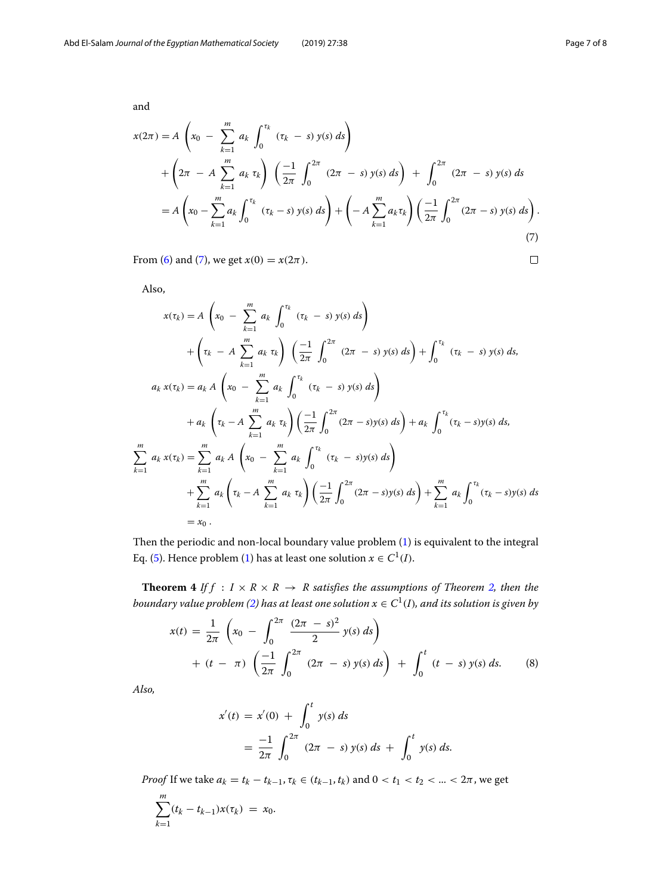and

$$x(2\pi) = A\left(x_0 - \sum_{k=1}^{m} a_k \int_0^{\tau_k} (\tau_k - s)\, y(s)\, ds\right)$$
$$+ \left(2\pi - A \sum_{k=1}^{m} a_k\, \tau_k\right)\left(\frac{-1}{2\pi}\int_0^{2\pi} (2\pi - s)\, y(s)\, ds\right) + \int_0^{2\pi} (2\pi - s)\, y(s)\, ds$$
$$= A\left(x_0 - \sum_{k=1}^{m} a_k \int_0^{\tau_k} (\tau_k - s)\, y(s)\, ds\right) + \left(-A\sum_{k=1}^{m} a_k \tau_k\right)\left(\frac{-1}{2\pi}\int_0^{2\pi} (2\pi - s)\, y(s)\, ds\right). \tag{7}$$

From (6) and (7), we get $x(0) = x(2\pi)$. □

Also,

$$x(\tau_k) = A\left(x_0 - \sum_{k=1}^{m} a_k \int_0^{\tau_k} (\tau_k - s)\, y(s)\, ds\right)$$
$$+ \left(\tau_k - A\sum_{k=1}^{m} a_k\, \tau_k\right)\left(\frac{-1}{2\pi}\int_0^{2\pi} (2\pi - s)\, y(s)\, ds\right) + \int_0^{\tau_k} (\tau_k - s)\, y(s)\, ds,$$

$$a_k\, x(\tau_k) = a_k\, A\left(x_0 - \sum_{k=1}^{m} a_k \int_0^{\tau_k} (\tau_k - s)\, y(s)\, ds\right)$$
$$+ a_k\left(\tau_k - A\sum_{k=1}^{m} a_k\, \tau_k\right)\left(\frac{-1}{2\pi}\int_0^{2\pi} (2\pi - s) y(s)\, ds\right) + a_k \int_0^{\tau_k} (\tau_k - s) y(s)\, ds,$$

$$\sum_{k=1}^{m} a_k\, x(\tau_k) = \sum_{k=1}^{m} a_k\, A\left(x_0 - \sum_{k=1}^{m} a_k \int_0^{\tau_k} (\tau_k - s) y(s)\, ds\right)$$
$$+ \sum_{k=1}^{m} a_k\left(\tau_k - A\sum_{k=1}^{m} a_k\, \tau_k\right)\left(\frac{-1}{2\pi}\int_0^{2\pi} (2\pi - s) y(s)\, ds\right) + \sum_{k=1}^{m} a_k \int_0^{\tau_k} (\tau_k - s) y(s)\, ds$$
$$= x_0\,.$$

Then the periodic and non-local boundary value problem (1) is equivalent to the integral Eq. (5). Hence problem (1) has at least one solution $x \in C^1(I)$.

**Theorem 4** *If $f : I \times R \times R \rightarrow R$ satisfies the assumptions of Theorem 2, then the boundary value problem (2) has at least one solution $x \in C^1(I)$, and its solution is given by*

$$x(t) = \frac{1}{2\pi}\left(x_0 - \int_0^{2\pi} \frac{(2\pi - s)^2}{2}\, y(s)\, ds\right)$$
$$+ (t - \pi)\left(\frac{-1}{2\pi}\int_0^{2\pi} (2\pi - s)\, y(s)\, ds\right) + \int_0^t (t - s)\, y(s)\, ds. \tag{8}$$

*Also,*

$$x'(t) = x'(0) + \int_0^t y(s)\, ds$$
$$= \frac{-1}{2\pi}\int_0^{2\pi} (2\pi - s)\, y(s)\, ds + \int_0^t y(s)\, ds.$$

*Proof* If we take $a_k = t_k - t_{k-1}, \tau_k \in (t_{k-1}, t_k)$ and $0 < t_1 < t_2 < \ldots < 2\pi$, we get

$$\sum_{k=1}^{m} (t_k - t_{k-1}) x(\tau_k) = x_0.$$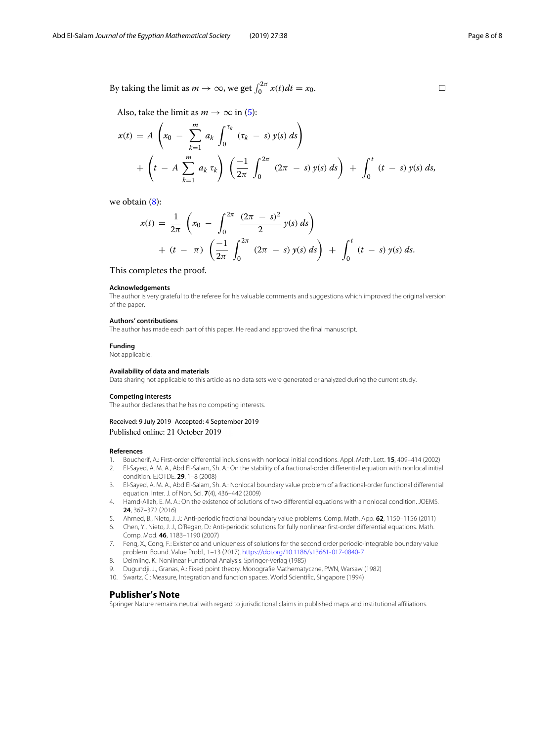By taking the limit as $m \to \infty$, we get $\int_0^{2\pi} x(t)dt = x_0$. □

Also, take the limit as $m \to \infty$ in (5):

$$x(t) = A\left(x_0 - \sum_{k=1}^{m} a_k \int_0^{\tau_k} (\tau_k - s)\, y(s)\, ds\right) + \left(t - A\sum_{k=1}^{m} a_k\, \tau_k\right)\left(\frac{-1}{2\pi}\int_0^{2\pi} (2\pi - s)\, y(s)\, ds\right) + \int_0^t (t - s)\, y(s)\, ds,$$

we obtain (8):

$$x(t) = \frac{1}{2\pi}\left(x_0 - \int_0^{2\pi} \frac{(2\pi - s)^2}{2}\, y(s)\, ds\right) + (t - \pi)\left(\frac{-1}{2\pi}\int_0^{2\pi} (2\pi - s)\, y(s)\, ds\right) + \int_0^t (t - s)\, y(s)\, ds.$$

This completes the proof.

**Acknowledgements**
The author is very grateful to the referee for his valuable comments and suggestions which improved the original version of the paper.

**Authors' contributions**
The author has made each part of this paper. He read and approved the final manuscript.

**Funding**
Not applicable.

**Availability of data and materials**
Data sharing not applicable to this article as no data sets were generated or analyzed during the current study.

**Competing interests**
The author declares that he has no competing interests.

Received: 9 July 2019 Accepted: 4 September 2019
Published online: 21 October 2019

**References**

1. Boucherif, A.: First-order differential inclusions with nonlocal initial conditions. Appl. Math. Lett. **15**, 409–414 (2002)
2. El-Sayed, A. M. A., Abd El-Salam, Sh. A.: On the stability of a fractional-order differential equation with nonlocal initial condition. EJQTDE. **29**, 1–8 (2008)
3. El-Sayed, A. M. A., Abd El-Salam, Sh. A.: Nonlocal boundary value problem of a fractional-order functional differential equation. Inter. J. of Non. Sci. **7**(4), 436–442 (2009)
4. Hamd-Allah, E. M. A.: On the existence of solutions of two differential equations with a nonlocal condition. JOEMS. **24**, 367–372 (2016)
5. Ahmed, B., Nieto, J. J.: Anti-periodic fractional boundary value problems. Comp. Math. App. **62**, 1150–1156 (2011)
6. Chen, Y., Nieto, J. J., O'Regan, D.: Anti-periodic solutions for fully nonlinear first-order differential equations. Math. Comp. Mod. **46**, 1183–1190 (2007)
7. Feng, X., Cong, F.: Existence and uniqueness of solutions for the second order periodic-integrable boundary value problem. Bound. Value Probl., 1–13 (2017). https://doi.org/10.1186/s13661-017-0840-7
8. Deimling, K.: Nonlinear Functional Analysis. Springer-Verlag (1985)
9. Dugundji, J., Granas, A.: Fixed point theory. Monografie Mathematyczne, PWN, Warsaw (1982)
10. Swartz, C.: Measure, Integration and function spaces. World Scientific, Singapore (1994)

## Publisher's Note

Springer Nature remains neutral with regard to jurisdictional claims in published maps and institutional affiliations.